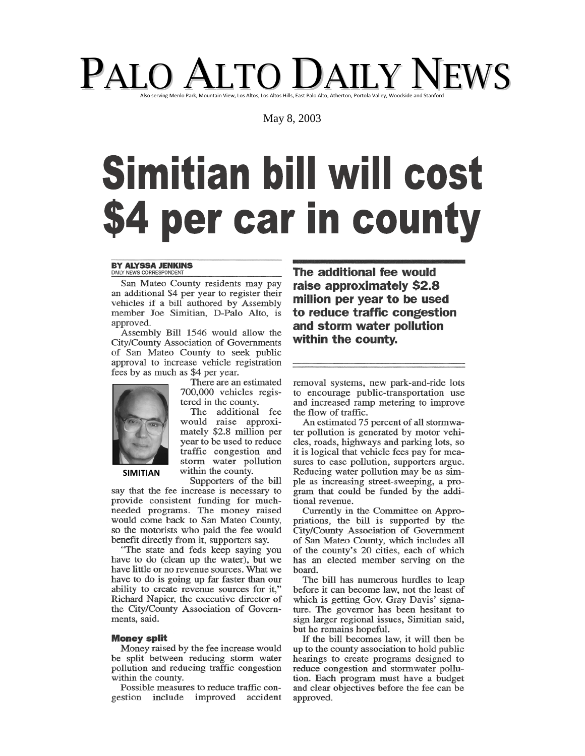# PALO ALTO DAILY NEWS

Also serving Menlo Park, Mountain View, Los Altos, Los Altos Hills, East Palo Alto, Atherton, Portola Valley, Woodside and Stanford

May 8, 2003

# Simitian bill will cost $4 per car in county

**BY ALYSSA JENKINS**
DAILY NEWS CORRESPONDENT

San Mateo County residents may pay an additional $4 per year to register their vehicles if a bill authored by Assembly member Joe Simitian, D-Palo Alto, is approved.

Assembly Bill 1546 would allow the City/County Association of Governments of San Mateo County to seek public approval to increase vehicle registration fees by as much as $4 per year.

SIMITIAN

There are an estimated 700,000 vehicles registered in the county.

The additional fee would raise approximately $2.8 million per year to be used to reduce traffic congestion and storm water pollution within the county.

Supporters of the bill say that the fee increase is necessary to provide consistent funding for much-needed programs. The money raised would come back to San Mateo County, so the motorists who paid the fee would benefit directly from it, supporters say.

"The state and feds keep saying you have to do (clean up the water), but we have little or no revenue sources. What we have to do is going up far faster than our ability to create revenue sources for it," Richard Napier, the executive director of the City/County Association of Governments, said.

### Money split

Money raised by the fee increase would be split between reducing storm water pollution and reducing traffic congestion within the county.

Possible measures to reduce traffic congestion include improved accident removal systems, new park-and-ride lots to encourage public-transportation use and increased ramp metering to improve the flow of traffic.

**The additional fee would raise approximately $2.8 million per year to be used to reduce traffic congestion and storm water pollution within the county.**

An estimated 75 percent of all stormwater pollution is generated by motor vehicles, roads, highways and parking lots, so it is logical that vehicle fees pay for measures to ease pollution, supporters argue. Reducing water pollution may be as simple as increasing street-sweeping, a program that could be funded by the additional revenue.

Currently in the Committee on Appropriations, the bill is supported by the City/County Association of Government of San Mateo County, which includes all of the county's 20 cities, each of which has an elected member serving on the board.

The bill has numerous hurdles to leap before it can become law, not the least of which is getting Gov. Gray Davis' signature. The governor has been hesitant to sign larger regional issues, Simitian said, but he remains hopeful.

If the bill becomes law, it will then be up to the county association to hold public hearings to create programs designed to reduce congestion and stormwater pollution. Each program must have a budget and clear objectives before the fee can be approved.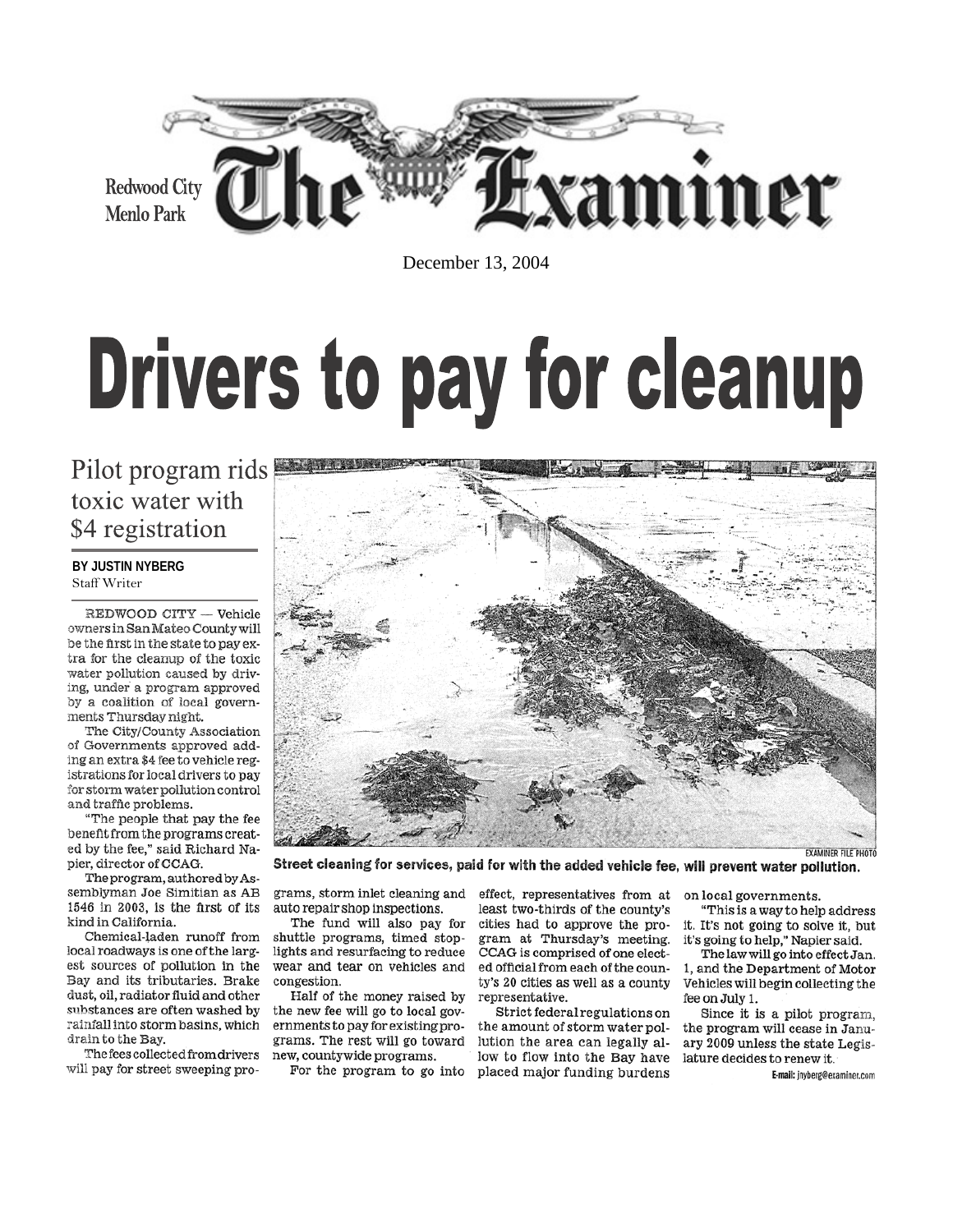Redwood City
Menlo Park

# The Examiner

December 13, 2004

# Drivers to pay for cleanup

## Pilot program rids toxic water with $4 registration

**BY JUSTIN NYBERG**
Staff Writer

REDWOOD CITY — Vehicle owners in San Mateo County will be the first in the state to pay extra for the cleanup of the toxic water pollution caused by driving, under a program approved by a coalition of local governments Thursday night.

The City/County Association of Governments approved adding an extra $4 fee to vehicle registrations for local drivers to pay for storm water pollution control and traffic problems.

"The people that pay the fee benefit from the programs created by the fee," said Richard Napier, director of CCAG.

The program, authored by Assemblyman Joe Simitian as AB 1546 in 2003, is the first of its kind in California.

Chemical-laden runoff from local roadways is one of the largest sources of pollution in the Bay and its tributaries. Brake dust, oil, radiator fluid and other substances are often washed by rainfall into storm basins, which drain to the Bay.

The fees collected from drivers will pay for street sweeping programs, storm inlet cleaning and auto repair shop inspections.

The fund will also pay for shuttle programs, timed stoplights and resurfacing to reduce wear and tear on vehicles and congestion.

Half of the money raised by the new fee will go to local governments to pay for existing programs. The rest will go toward new, countywide programs.

For the program to go into effect, representatives from at least two-thirds of the county's cities had to approve the program at Thursday's meeting. CCAG is comprised of one elected official from each of the county's 20 cities as well as a county representative.

Strict federal regulations on the amount of storm water pollution the area can legally allow to flow into the Bay have placed major funding burdens on local governments.

"This is a way to help address it. It's not going to solve it, but it's going to help," Napier said.

The law will go into effect Jan. 1, and the Department of Motor Vehicles will begin collecting the fee on July 1.

Since it is a pilot program, the program will cease in January 2009 unless the state Legislature decides to renew it.

E-mail: jnyberg@examiner.com

EXAMINER FILE PHOTO

**Street cleaning for services, paid for with the added vehicle fee, will prevent water pollution.**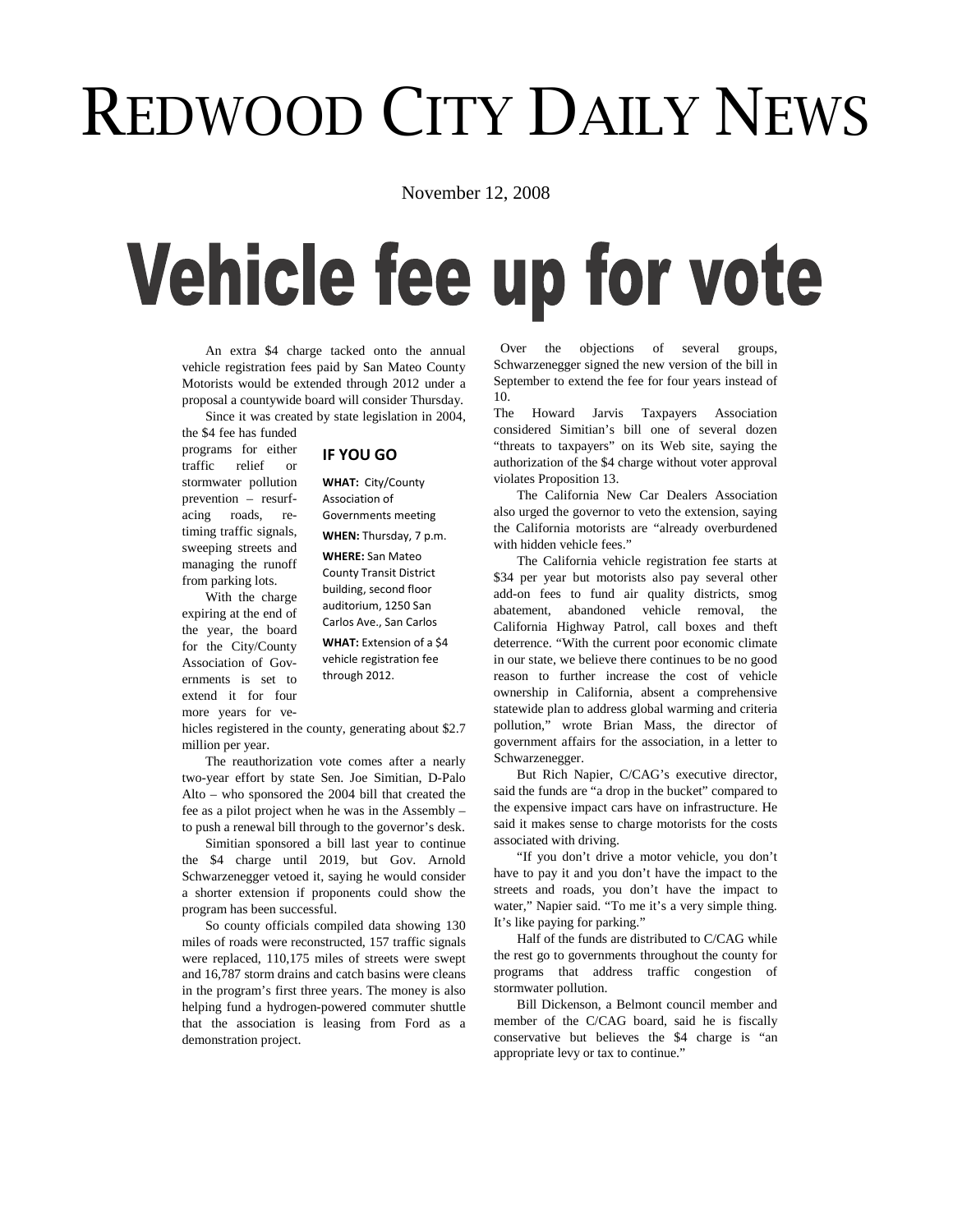# REDWOOD CITY DAILY NEWS

November 12, 2008

# Vehicle fee up for vote

An extra $4 charge tacked onto the annual vehicle registration fees paid by San Mateo County Motorists would be extended through 2012 under a proposal a countywide board will consider Thursday.

Since it was created by state legislation in 2004, the $4 fee has funded programs for either traffic relief or stormwater pollution prevention – resurfacing roads, re-timing traffic signals, sweeping streets and managing the runoff from parking lots.

With the charge expiring at the end of the year, the board for the City/County Association of Governments is set to extend it for four more years for vehicles registered in the county, generating about $2.7 million per year.

### IF YOU GO

**WHAT:** City/County Association of Governments meeting

**WHEN:** Thursday, 7 p.m.

**WHERE:** San Mateo County Transit District building, second floor auditorium, 1250 San Carlos Ave., San Carlos

**WHAT:** Extension of a $4 vehicle registration fee through 2012.

The reauthorization vote comes after a nearly two-year effort by state Sen. Joe Simitian, D-Palo Alto – who sponsored the 2004 bill that created the fee as a pilot project when he was in the Assembly – to push a renewal bill through to the governor's desk.

Simitian sponsored a bill last year to continue the $4 charge until 2019, but Gov. Arnold Schwarzenegger vetoed it, saying he would consider a shorter extension if proponents could show the program has been successful.

So county officials compiled data showing 130 miles of roads were reconstructed, 157 traffic signals were replaced, 110,175 miles of streets were swept and 16,787 storm drains and catch basins were cleans in the program's first three years. The money is also helping fund a hydrogen-powered commuter shuttle that the association is leasing from Ford as a demonstration project.

Over the objections of several groups, Schwarzenegger signed the new version of the bill in September to extend the fee for four years instead of 10.

The Howard Jarvis Taxpayers Association considered Simitian's bill one of several dozen "threats to taxpayers" on its Web site, saying the authorization of the $4 charge without voter approval violates Proposition 13.

The California New Car Dealers Association also urged the governor to veto the extension, saying the California motorists are "already overburdened with hidden vehicle fees."

The California vehicle registration fee starts at $34 per year but motorists also pay several other add-on fees to fund air quality districts, smog abatement, abandoned vehicle removal, the California Highway Patrol, call boxes and theft deterrence. "With the current poor economic climate in our state, we believe there continues to be no good reason to further increase the cost of vehicle ownership in California, absent a comprehensive statewide plan to address global warming and criteria pollution," wrote Brian Mass, the director of government affairs for the association, in a letter to Schwarzenegger.

But Rich Napier, C/CAG's executive director, said the funds are "a drop in the bucket" compared to the expensive impact cars have on infrastructure. He said it makes sense to charge motorists for the costs associated with driving.

"If you don't drive a motor vehicle, you don't have to pay it and you don't have the impact to the streets and roads, you don't have the impact to water," Napier said. "To me it's a very simple thing. It's like paying for parking."

Half of the funds are distributed to C/CAG while the rest go to governments throughout the county for programs that address traffic congestion of stormwater pollution.

Bill Dickenson, a Belmont council member and member of the C/CAG board, said he is fiscally conservative but believes the $4 charge is "an appropriate levy or tax to continue."